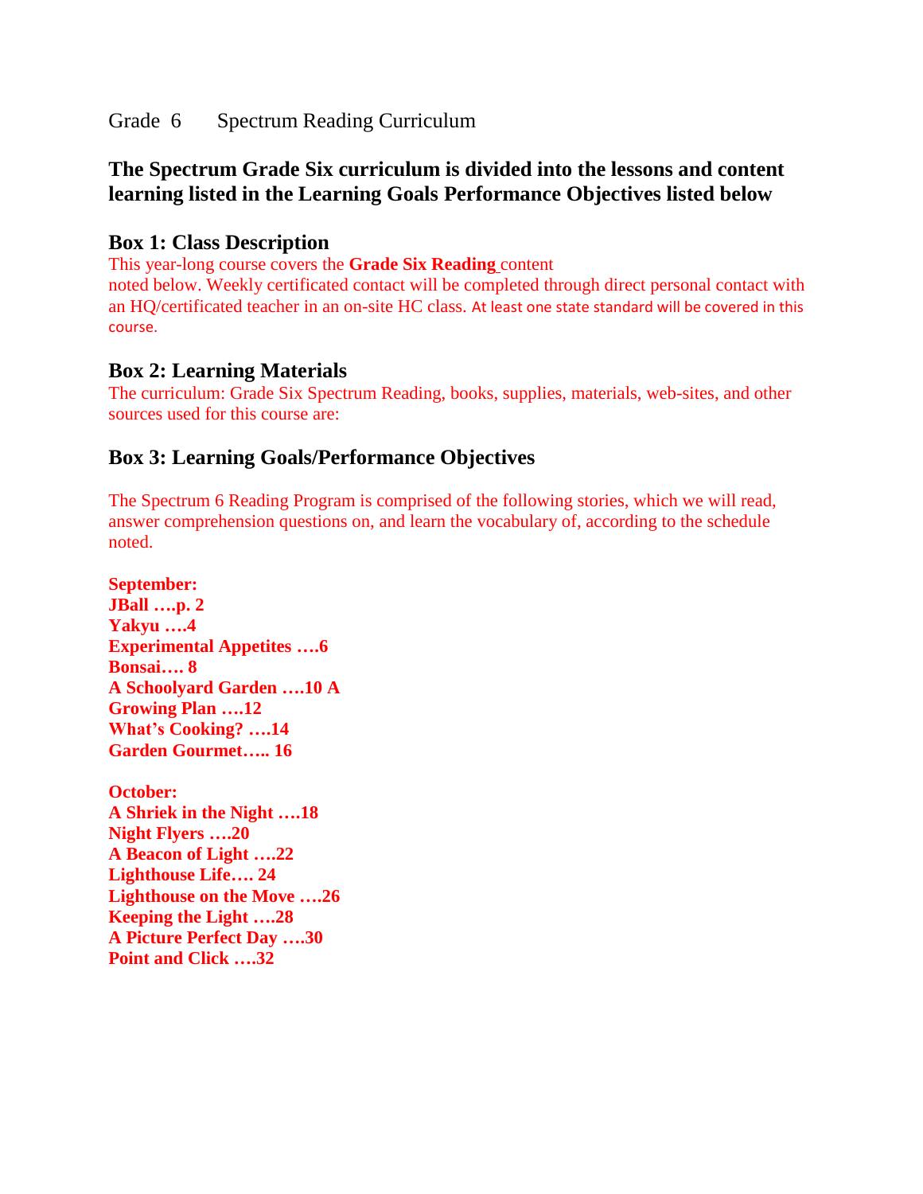Grade 6 Spectrum Reading Curriculum

## The Spectrum Grade Six curriculum is divided into the lessons and content learning listed in the Learning Goals Performance Objectives listed below

### Box 1: Class Description

This year-long course covers the **Grade Six Reading** content noted below. Weekly certificated contact will be completed through direct personal contact with an HQ/certificated teacher in an on-site HC class. At least one state standard will be covered in this course.

### Box 2: Learning Materials

The curriculum: Grade Six Spectrum Reading, books, supplies, materials, web-sites, and other sources used for this course are:

### Box 3: Learning Goals/Performance Objectives

The Spectrum 6 Reading Program is comprised of the following stories, which we will read, answer comprehension questions on, and learn the vocabulary of, according to the schedule noted.

**September:**
**JBall ….p. 2**
**Yakyu ….4**
**Experimental Appetites ….6**
**Bonsai…. 8**
**A Schoolyard Garden ….10 A**
**Growing Plan ….12**
**What's Cooking? ….14**
**Garden Gourmet….. 16**

**October:**
**A Shriek in the Night ….18**
**Night Flyers ….20**
**A Beacon of Light ….22**
**Lighthouse Life…. 24**
**Lighthouse on the Move ….26**
**Keeping the Light ….28**
**A Picture Perfect Day ….30**
**Point and Click ….32**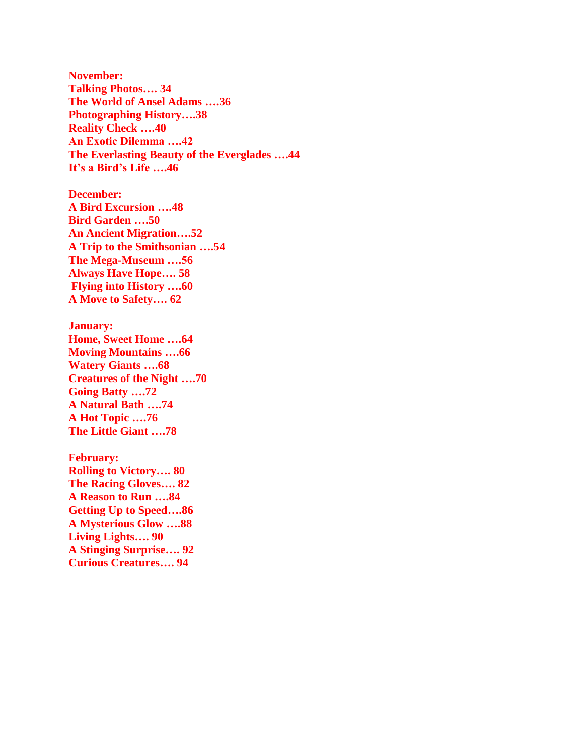**November:**
**Talking Photos…. 34**
**The World of Ansel Adams ….36**
**Photographing History….38**
**Reality Check ….40**
**An Exotic Dilemma ….42**
**The Everlasting Beauty of the Everglades ….44**
**It's a Bird's Life ….46**

**December:**
**A Bird Excursion ….48**
**Bird Garden ….50**
**An Ancient Migration….52**
**A Trip to the Smithsonian ….54**
**The Mega-Museum ….56**
**Always Have Hope…. 58**
**Flying into History ….60**
**A Move to Safety…. 62**

**January:**
**Home, Sweet Home ….64**
**Moving Mountains ….66**
**Watery Giants ….68**
**Creatures of the Night ….70**
**Going Batty ….72**
**A Natural Bath ….74**
**A Hot Topic ….76**
**The Little Giant ….78**

**February:**
**Rolling to Victory…. 80**
**The Racing Gloves…. 82**
**A Reason to Run ….84**
**Getting Up to Speed….86**
**A Mysterious Glow ….88**
**Living Lights…. 90**
**A Stinging Surprise…. 92**
**Curious Creatures…. 94**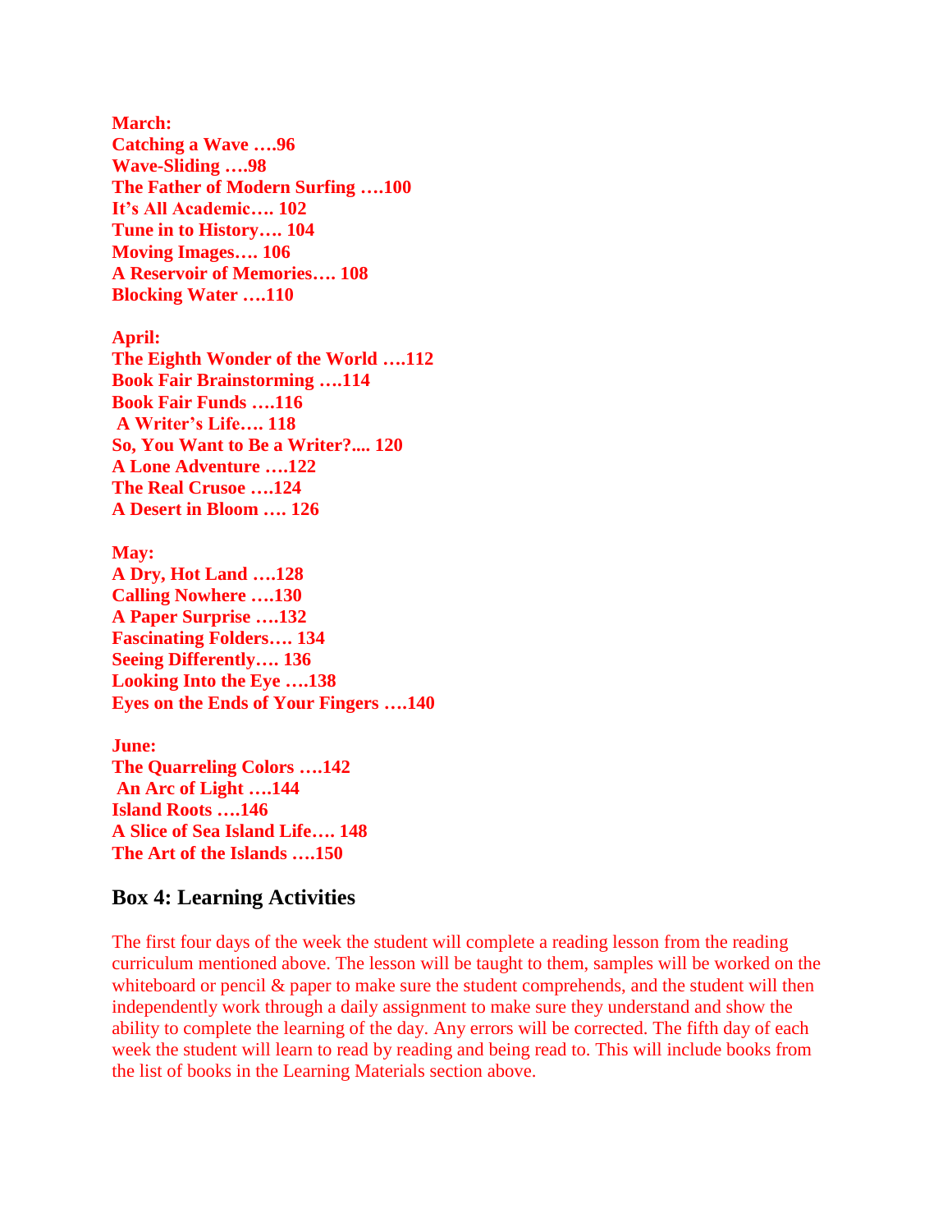**March:**
**Catching a Wave ….96**
**Wave-Sliding ….98**
**The Father of Modern Surfing ….100**
**It's All Academic…. 102**
**Tune in to History…. 104**
**Moving Images…. 106**
**A Reservoir of Memories…. 108**
**Blocking Water ….110**

**April:**
**The Eighth Wonder of the World ….112**
**Book Fair Brainstorming ….114**
**Book Fair Funds ….116**
**A Writer's Life…. 118**
**So, You Want to Be a Writer?.... 120**
**A Lone Adventure ….122**
**The Real Crusoe ….124**
**A Desert in Bloom …. 126**

**May:**
**A Dry, Hot Land ….128**
**Calling Nowhere ….130**
**A Paper Surprise ….132**
**Fascinating Folders…. 134**
**Seeing Differently…. 136**
**Looking Into the Eye ….138**
**Eyes on the Ends of Your Fingers ….140**

**June:**
**The Quarreling Colors ….142**
**An Arc of Light ….144**
**Island Roots ….146**
**A Slice of Sea Island Life…. 148**
**The Art of the Islands ….150**

## Box 4: Learning Activities

The first four days of the week the student will complete a reading lesson from the reading curriculum mentioned above. The lesson will be taught to them, samples will be worked on the whiteboard or pencil & paper to make sure the student comprehends, and the student will then independently work through a daily assignment to make sure they understand and show the ability to complete the learning of the day. Any errors will be corrected. The fifth day of each week the student will learn to read by reading and being read to. This will include books from the list of books in the Learning Materials section above.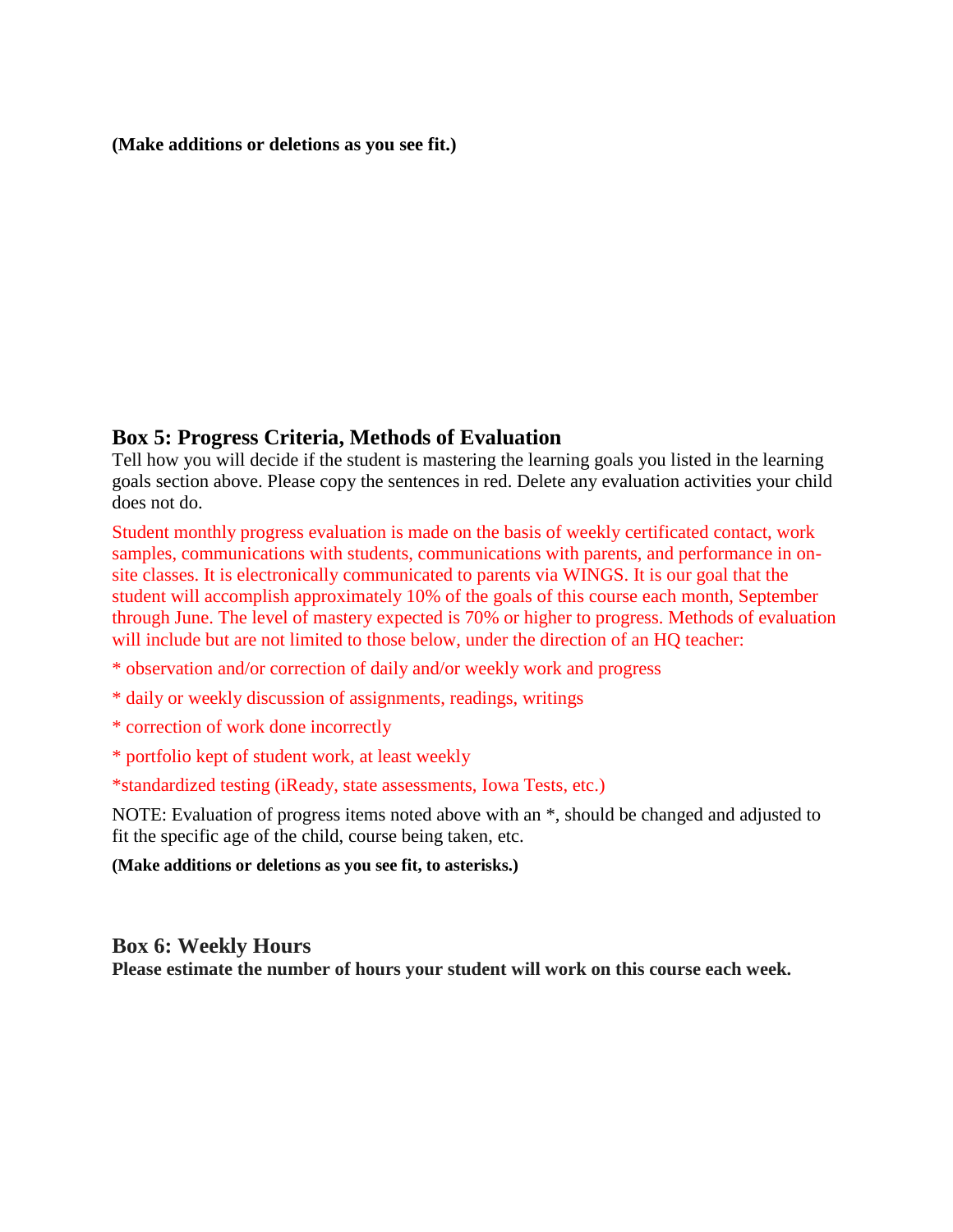**(Make additions or deletions as you see fit.)**

## Box 5: Progress Criteria, Methods of Evaluation

Tell how you will decide if the student is mastering the learning goals you listed in the learning goals section above. Please copy the sentences in red. Delete any evaluation activities your child does not do.

Student monthly progress evaluation is made on the basis of weekly certificated contact, work samples, communications with students, communications with parents, and performance in on-site classes. It is electronically communicated to parents via WINGS. It is our goal that the student will accomplish approximately 10% of the goals of this course each month, September through June. The level of mastery expected is 70% or higher to progress. Methods of evaluation will include but are not limited to those below, under the direction of an HQ teacher:

* observation and/or correction of daily and/or weekly work and progress

* daily or weekly discussion of assignments, readings, writings

* correction of work done incorrectly

* portfolio kept of student work, at least weekly

*standardized testing (iReady, state assessments, Iowa Tests, etc.)

NOTE: Evaluation of progress items noted above with an *, should be changed and adjusted to fit the specific age of the child, course being taken, etc.

**(Make additions or deletions as you see fit, to asterisks.)**

## Box 6: Weekly Hours

**Please estimate the number of hours your student will work on this course each week.**